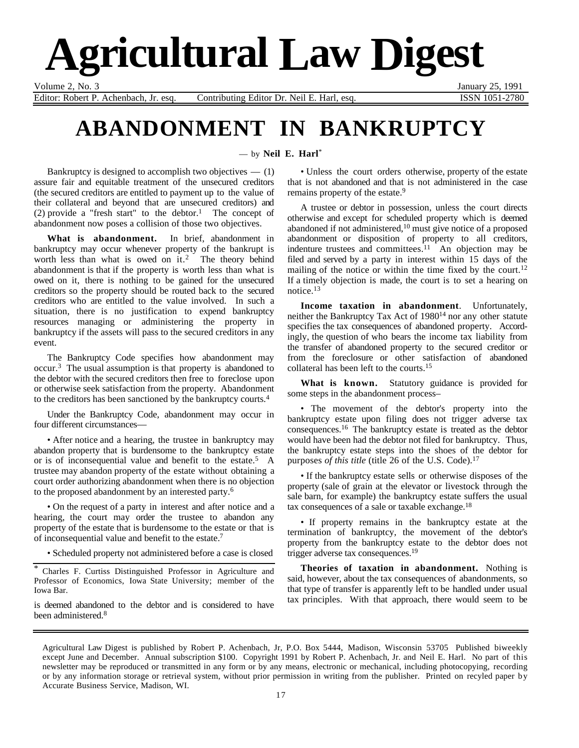# Agricultural Law Digest

Volume 2, No. 3 January 25, 1991

Editor: Robert P. Achenbach, Jr. esq. Contributing Editor Dr. Neil E. Harl, esq. ISSN 1051-2780

# ABANDONMENT IN BANKRUPTCY

— by **Neil E. Harl**[*]

Bankruptcy is designed to accomplish two objectives — (1) assure fair and equitable treatment of the unsecured creditors (the secured creditors are entitled to payment up to the value of their collateral and beyond that are unsecured creditors) and (2) provide a "fresh start" to the debtor.[1] The concept of abandonment now poses a collision of those two objectives.

**What is abandonment.** In brief, abandonment in bankruptcy may occur whenever property of the bankrupt is worth less than what is owed on it.[2] The theory behind abandonment is that if the property is worth less than what is owed on it, there is nothing to be gained for the unsecured creditors so the property should be routed back to the secured creditors who are entitled to the value involved. In such a situation, there is no justification to expend bankruptcy resources managing or administering the property in bankruptcy if the assets will pass to the secured creditors in any event.

The Bankruptcy Code specifies how abandonment may occur.[3] The usual assumption is that property is abandoned to the debtor with the secured creditors then free to foreclose upon or otherwise seek satisfaction from the property. Abandonment to the creditors has been sanctioned by the bankruptcy courts.[4]

Under the Bankruptcy Code, abandonment may occur in four different circumstances—

• After notice and a hearing, the trustee in bankruptcy may abandon property that is burdensome to the bankruptcy estate or is of inconsequential value and benefit to the estate.[5] A trustee may abandon property of the estate without obtaining a court order authorizing abandonment when there is no objection to the proposed abandonment by an interested party.[6]

• On the request of a party in interest and after notice and a hearing, the court may order the trustee to abandon any property of the estate that is burdensome to the estate or that is of inconsequential value and benefit to the estate.[7]

• Scheduled property not administered before a case is closed is deemed abandoned to the debtor and is considered to have been administered.[8]

• Unless the court orders otherwise, property of the estate that is not abandoned and that is not administered in the case remains property of the estate.[9]

A trustee or debtor in possession, unless the court directs otherwise and except for scheduled property which is deemed abandoned if not administered,[10] must give notice of a proposed abandonment or disposition of property to all creditors, indenture trustees and committees.[11] An objection may be filed and served by a party in interest within 15 days of the mailing of the notice or within the time fixed by the court.[12] If a timely objection is made, the court is to set a hearing on notice.[13]

**Income taxation in abandonment**. Unfortunately, neither the Bankruptcy Tax Act of 1980[14] nor any other statute specifies the tax consequences of abandoned property. Accordingly, the question of who bears the income tax liability from the transfer of abandoned property to the secured creditor or from the foreclosure or other satisfaction of abandoned collateral has been left to the courts.[15]

**What is known.** Statutory guidance is provided for some steps in the abandonment process–

• The movement of the debtor's property into the bankruptcy estate upon filing does not trigger adverse tax consequences.[16] The bankruptcy estate is treated as the debtor would have been had the debtor not filed for bankruptcy. Thus, the bankruptcy estate steps into the shoes of the debtor for purposes *of this title* (title 26 of the U.S. Code).[17]

• If the bankruptcy estate sells or otherwise disposes of the property (sale of grain at the elevator or livestock through the sale barn, for example) the bankruptcy estate suffers the usual tax consequences of a sale or taxable exchange.[18]

• If property remains in the bankruptcy estate at the termination of bankruptcy, the movement of the debtor's property from the bankruptcy estate to the debtor does not trigger adverse tax consequences.[19]

**Theories of taxation in abandonment.** Nothing is said, however, about the tax consequences of abandonments, so that type of transfer is apparently left to be handled under usual tax principles. With that approach, there would seem to be

[*] Charles F. Curtiss Distinguished Professor in Agriculture and Professor of Economics, Iowa State University; member of the Iowa Bar.

Agricultural Law Digest is published by Robert P. Achenbach, Jr, P.O. Box 5444, Madison, Wisconsin 53705 Published biweekly except June and December. Annual subscription $100. Copyright 1991 by Robert P. Achenbach, Jr. and Neil E. Harl. No part of this newsletter may be reproduced or transmitted in any form or by any means, electronic or mechanical, including photocopying, recording or by any information storage or retrieval system, without prior permission in writing from the publisher. Printed on recyled paper by Accurate Business Service, Madison, WI.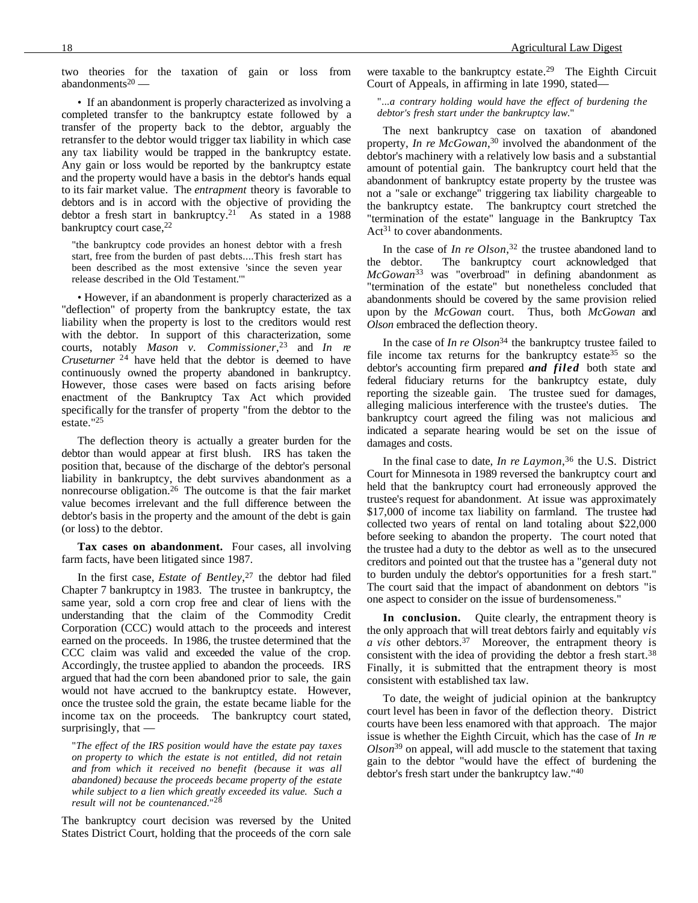two theories for the taxation of gain or loss from abandonments[20] —

• If an abandonment is properly characterized as involving a completed transfer to the bankruptcy estate followed by a transfer of the property back to the debtor, arguably the retransfer to the debtor would trigger tax liability in which case any tax liability would be trapped in the bankruptcy estate. Any gain or loss would be reported by the bankruptcy estate and the property would have a basis in the debtor's hands equal to its fair market value. The *entrapment* theory is favorable to debtors and is in accord with the objective of providing the debtor a fresh start in bankruptcy.[21] As stated in a 1988 bankruptcy court case,[22]

> "the bankruptcy code provides an honest debtor with a fresh start, free from the burden of past debts....This fresh start has been described as the most extensive 'since the seven year release described in the Old Testament.'"

• However, if an abandonment is properly characterized as a "deflection" of property from the bankruptcy estate, the tax liability when the property is lost to the creditors would rest with the debtor. In support of this characterization, some courts, notably *Mason v. Commissioner*,[23] and *In re Cruseturner* [24] have held that the debtor is deemed to have continuously owned the property abandoned in bankruptcy. However, those cases were based on facts arising before enactment of the Bankruptcy Tax Act which provided specifically for the transfer of property "from the debtor to the estate."[25]

The deflection theory is actually a greater burden for the debtor than would appear at first blush. IRS has taken the position that, because of the discharge of the debtor's personal liability in bankruptcy, the debt survives abandonment as a nonrecourse obligation.[26] The outcome is that the fair market value becomes irrelevant and the full difference between the debtor's basis in the property and the amount of the debt is gain (or loss) to the debtor.

**Tax cases on abandonment.** Four cases, all involving farm facts, have been litigated since 1987.

In the first case, *Estate of Bentley*,[27] the debtor had filed Chapter 7 bankruptcy in 1983. The trustee in bankruptcy, the same year, sold a corn crop free and clear of liens with the understanding that the claim of the Commodity Credit Corporation (CCC) would attach to the proceeds and interest earned on the proceeds. In 1986, the trustee determined that the CCC claim was valid and exceeded the value of the crop. Accordingly, the trustee applied to abandon the proceeds. IRS argued that had the corn been abandoned prior to sale, the gain would not have accrued to the bankruptcy estate. However, once the trustee sold the grain, the estate became liable for the income tax on the proceeds. The bankruptcy court stated, surprisingly, that —

> "*The effect of the IRS position would have the estate pay taxes on property to which the estate is not entitled, did not retain and from which it received no benefit (because it was all abandoned) because the proceeds became property of the estate while subject to a lien which greatly exceeded its value. Such a result will not be countenanced.*"[28]

The bankruptcy court decision was reversed by the United States District Court, holding that the proceeds of the corn sale were taxable to the bankruptcy estate.[29] The Eighth Circuit Court of Appeals, in affirming in late 1990, stated—

> "*...a contrary holding would have the effect of burdening the debtor's fresh start under the bankruptcy law.*"

The next bankruptcy case on taxation of abandoned property, *In re McGowan*,[30] involved the abandonment of the debtor's machinery with a relatively low basis and a substantial amount of potential gain. The bankruptcy court held that the abandonment of bankruptcy estate property by the trustee was not a "sale or exchange" triggering tax liability chargeable to the bankruptcy estate. The bankruptcy court stretched the "termination of the estate" language in the Bankruptcy Tax Act[31] to cover abandonments.

In the case of *In re Olson*,[32] the trustee abandoned land to the debtor. The bankruptcy court acknowledged that *McGowan*[33] was "overbroad" in defining abandonment as "termination of the estate" but nonetheless concluded that abandonments should be covered by the same provision relied upon by the *McGowan* court. Thus, both *McGowan* and *Olson* embraced the deflection theory.

In the case of *In re Olson*[34] the bankruptcy trustee failed to file income tax returns for the bankruptcy estate[35] so the debtor's accounting firm prepared ***and filed*** both state and federal fiduciary returns for the bankruptcy estate, duly reporting the sizeable gain. The trustee sued for damages, alleging malicious interference with the trustee's duties. The bankruptcy court agreed the filing was not malicious and indicated a separate hearing would be set on the issue of damages and costs.

In the final case to date, *In re Laymon*,[36] the U.S. District Court for Minnesota in 1989 reversed the bankruptcy court and held that the bankruptcy court had erroneously approved the trustee's request for abandonment. At issue was approximately $17,000 of income tax liability on farmland. The trustee had collected two years of rental on land totaling about $22,000 before seeking to abandon the property. The court noted that the trustee had a duty to the debtor as well as to the unsecured creditors and pointed out that the trustee has a "general duty not to burden unduly the debtor's opportunities for a fresh start." The court said that the impact of abandonment on debtors "is one aspect to consider on the issue of burdensomeness."

**In conclusion.** Quite clearly, the entrapment theory is the only approach that will treat debtors fairly and equitably *vis a vis* other debtors.[37] Moreover, the entrapment theory is consistent with the idea of providing the debtor a fresh start.[38] Finally, it is submitted that the entrapment theory is most consistent with established tax law.

To date, the weight of judicial opinion at the bankruptcy court level has been in favor of the deflection theory. District courts have been less enamored with that approach. The major issue is whether the Eighth Circuit, which has the case of *In re Olson*[39] on appeal, will add muscle to the statement that taxing gain to the debtor "would have the effect of burdening the debtor's fresh start under the bankruptcy law."[40]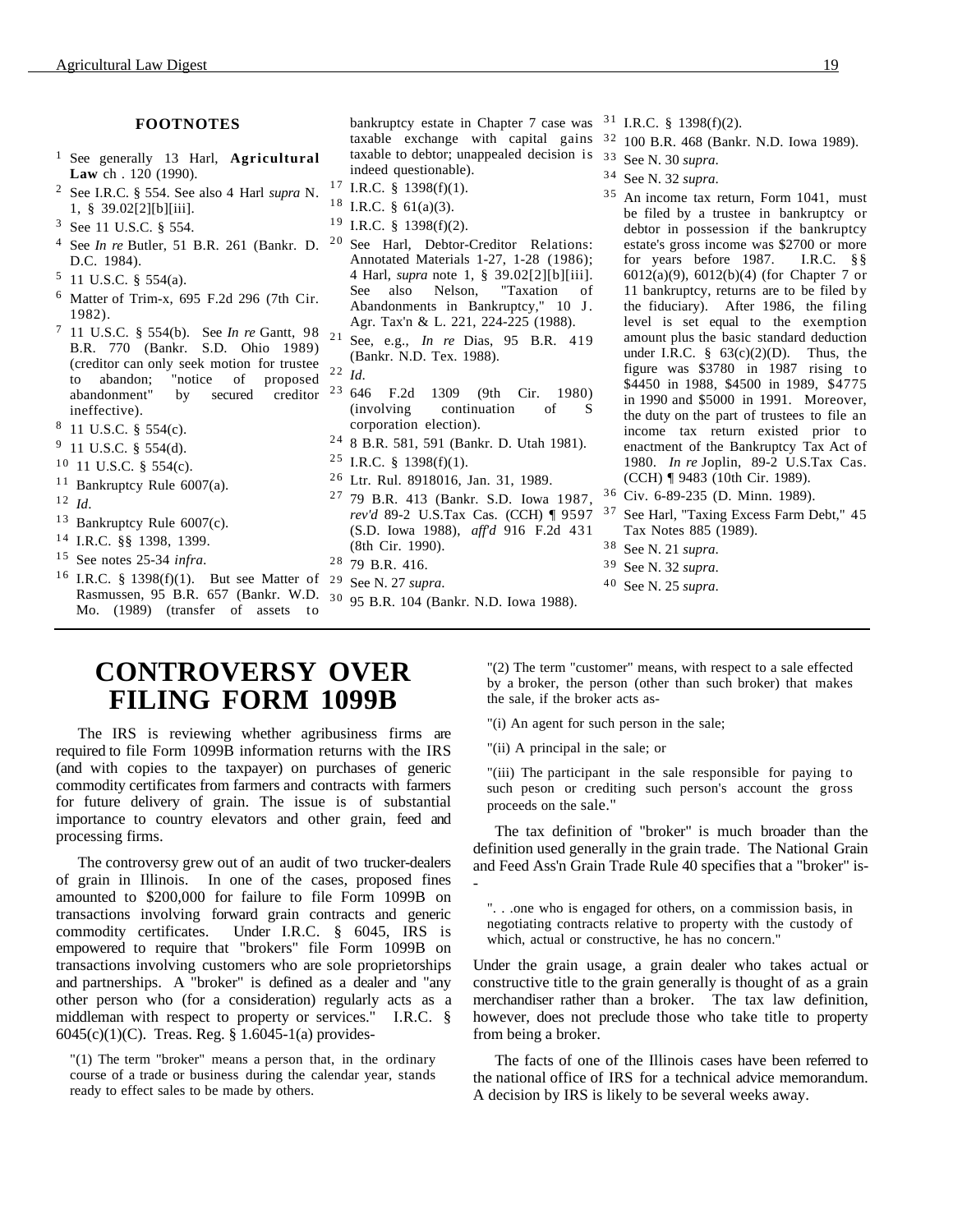## FOOTNOTES

1 See generally 13 Harl, **Agricultural Law** ch . 120 (1990).

2 See I.R.C. § 554. See also 4 Harl *supra* N. 1, § 39.02[2][b][iii].

3 See 11 U.S.C. § 554.

4 See *In re* Butler, 51 B.R. 261 (Bankr. D. D.C. 1984).

5 11 U.S.C. § 554(a).

6 Matter of Trim-x, 695 F.2d 296 (7th Cir. 1982).

7 11 U.S.C. § 554(b). See *In re* Gantt, 98 B.R. 770 (Bankr. S.D. Ohio 1989) (creditor can only seek motion for trustee to abandon; "notice of proposed abandonment" by secured creditor ineffective).

8 11 U.S.C. § 554(c).

9 11 U.S.C. § 554(d).

10 11 U.S.C. § 554(c).

11 Bankruptcy Rule 6007(a).

12 *Id.*

13 Bankruptcy Rule 6007(c).

14 I.R.C. §§ 1398, 1399.

15 See notes 25-34 *infra*.

16 I.R.C. § 1398(f)(1). But see Matter of Rasmussen, 95 B.R. 657 (Bankr. W.D. Mo. (1989) (transfer of assets to bankruptcy estate in Chapter 7 case was taxable exchange with capital gains taxable to debtor; unappealed decision is indeed questionable).

17 I.R.C. § 1398(f)(1).

18 I.R.C. § 61(a)(3).

19 I.R.C. § 1398(f)(2).

20 See Harl, Debtor-Creditor Relations: Annotated Materials 1-27, 1-28 (1986); 4 Harl, *supra* note 1, § 39.02[2][b][iii]. See also Nelson, "Taxation of Abandonments in Bankruptcy," 10 J. Agr. Tax'n & L. 221, 224-225 (1988).

21 See, e.g., *In re* Dias, 95 B.R. 419 (Bankr. N.D. Tex. 1988).

22 *Id.*

23 646 F.2d 1309 (9th Cir. 1980) (involving continuation of S corporation election).

24 8 B.R. 581, 591 (Bankr. D. Utah 1981).

25 I.R.C. § 1398(f)(1).

26 Ltr. Rul. 8918016, Jan. 31, 1989.

27 79 B.R. 413 (Bankr. S.D. Iowa 1987, *rev'd* 89-2 U.S.Tax Cas. (CCH) ¶ 9597 (S.D. Iowa 1988), *aff'd* 916 F.2d 431 (8th Cir. 1990).

28 79 B.R. 416.

29 See N. 27 *supra*.

30 95 B.R. 104 (Bankr. N.D. Iowa 1988).

31 I.R.C. § 1398(f)(2).

32 100 B.R. 468 (Bankr. N.D. Iowa 1989).

33 See N. 30 *supra*.

34 See N. 32 *supra*.

35 An income tax return, Form 1041, must be filed by a trustee in bankruptcy or debtor in possession if the bankruptcy estate's gross income was $2700 or more for years before 1987. I.R.C. §§ 6012(a)(9), 6012(b)(4) (for Chapter 7 or 11 bankruptcy, returns are to be filed by the fiduciary). After 1986, the filing level is set equal to the exemption amount plus the basic standard deduction under I.R.C. § 63(c)(2)(D). Thus, the figure was $3780 in 1987 rising to $4450 in 1988, $4500 in 1989, $4775 in 1990 and $5000 in 1991. Moreover, the duty on the part of trustees to file an income tax return existed prior to enactment of the Bankruptcy Tax Act of 1980. *In re* Joplin, 89-2 U.S.Tax Cas. (CCH) ¶ 9483 (10th Cir. 1989).

36 Civ. 6-89-235 (D. Minn. 1989).

37 See Harl, "Taxing Excess Farm Debt," 45 Tax Notes 885 (1989).

38 See N. 21 *supra*.

39 See N. 32 *supra*.

40 See N. 25 *supra*.

# CONTROVERSY OVER FILING FORM 1099B

The IRS is reviewing whether agribusiness firms are required to file Form 1099B information returns with the IRS (and with copies to the taxpayer) on purchases of generic commodity certificates from farmers and contracts with farmers for future delivery of grain. The issue is of substantial importance to country elevators and other grain, feed and processing firms.

The controversy grew out of an audit of two trucker-dealers of grain in Illinois. In one of the cases, proposed fines amounted to $200,000 for failure to file Form 1099B on transactions involving forward grain contracts and generic commodity certificates. Under I.R.C. § 6045, IRS is empowered to require that "brokers" file Form 1099B on transactions involving customers who are sole proprietorships and partnerships. A "broker" is defined as a dealer and "any other person who (for a consideration) regularly acts as a middleman with respect to property or services." I.R.C. § 6045(c)(1)(C). Treas. Reg. § 1.6045-1(a) provides-

"(1) The term "broker" means a person that, in the ordinary course of a trade or business during the calendar year, stands ready to effect sales to be made by others.

"(2) The term "customer" means, with respect to a sale effected by a broker, the person (other than such broker) that makes the sale, if the broker acts as-

"(i) An agent for such person in the sale;

"(ii) A principal in the sale; or

"(iii) The participant in the sale responsible for paying to such peson or crediting such person's account the gross proceeds on the sale."

The tax definition of "broker" is much broader than the definition used generally in the grain trade. The National Grain and Feed Ass'n Grain Trade Rule 40 specifies that a "broker" is--

". . .one who is engaged for others, on a commission basis, in negotiating contracts relative to property with the custody of which, actual or constructive, he has no concern."

Under the grain usage, a grain dealer who takes actual or constructive title to the grain generally is thought of as a grain merchandiser rather than a broker. The tax law definition, however, does not preclude those who take title to property from being a broker.

The facts of one of the Illinois cases have been referred to the national office of IRS for a technical advice memorandum. A decision by IRS is likely to be several weeks away.